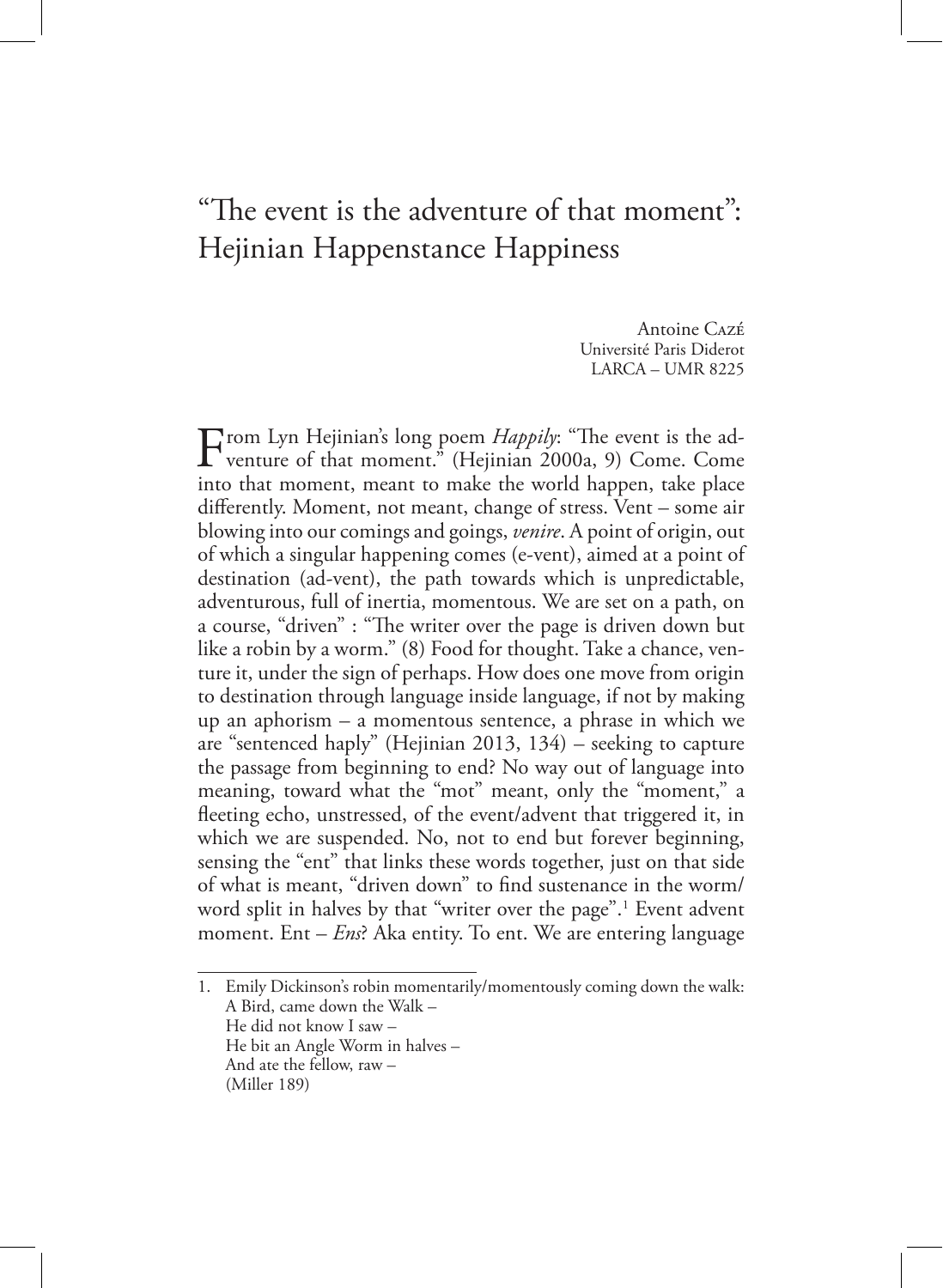# "The event is the adventure of that moment": Hejinian Happenstance Happiness

Antoine Cazé
Université Paris Diderot
LARCA – UMR 8225

From Lyn Hejinian's long poem *Happily*: "The event is the adventure of that moment." (Hejinian 2000a, 9) Come. Come into that moment, meant to make the world happen, take place differently. Moment, not meant, change of stress. Vent – some air blowing into our comings and goings, *venire*. A point of origin, out of which a singular happening comes (e-vent), aimed at a point of destination (ad-vent), the path towards which is unpredictable, adventurous, full of inertia, momentous. We are set on a path, on a course, "driven" : "The writer over the page is driven down but like a robin by a worm." (8) Food for thought. Take a chance, venture it, under the sign of perhaps. How does one move from origin to destination through language inside language, if not by making up an aphorism – a momentous sentence, a phrase in which we are "sentenced haply" (Hejinian 2013, 134) – seeking to capture the passage from beginning to end? No way out of language into meaning, toward what the "mot" meant, only the "moment," a fleeting echo, unstressed, of the event/advent that triggered it, in which we are suspended. No, not to end but forever beginning, sensing the "ent" that links these words together, just on that side of what is meant, "driven down" to find sustenance in the worm/word split in halves by that "writer over the page".[1] Event advent moment. Ent – *Ens*? Aka entity. To ent. We are entering language

---

1. Emily Dickinson's robin momentarily/momentously coming down the walk:
   A Bird, came down the Walk –
   He did not know I saw –
   He bit an Angle Worm in halves –
   And ate the fellow, raw –
   (Miller 189)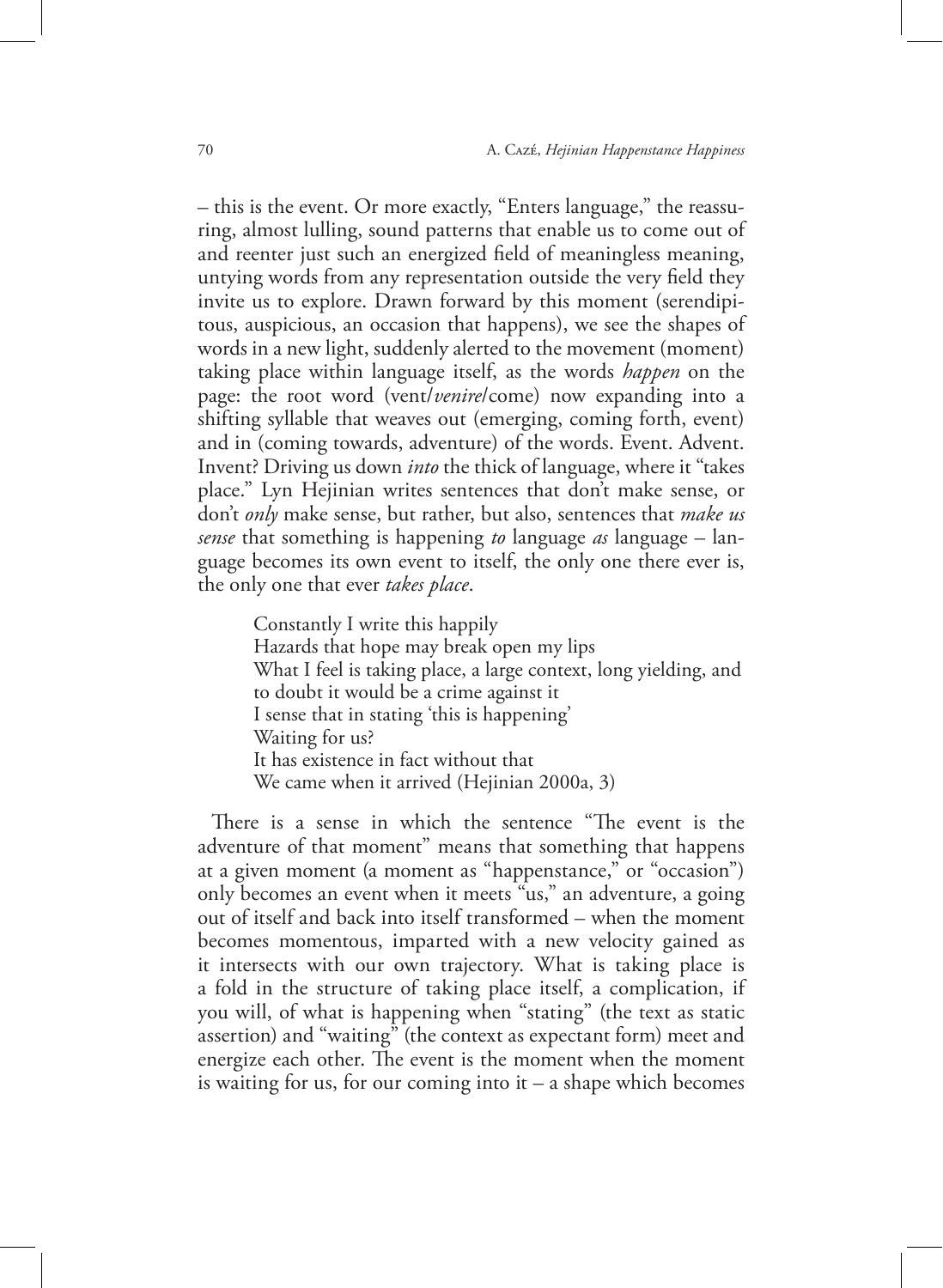– this is the event. Or more exactly, "Enters language," the reassuring, almost lulling, sound patterns that enable us to come out of and reenter just such an energized field of meaningless meaning, untying words from any representation outside the very field they invite us to explore. Drawn forward by this moment (serendipitous, auspicious, an occasion that happens), we see the shapes of words in a new light, suddenly alerted to the movement (moment) taking place within language itself, as the words *happen* on the page: the root word (vent/*venire*/come) now expanding into a shifting syllable that weaves out (emerging, coming forth, event) and in (coming towards, adventure) of the words. Event. Advent. Invent? Driving us down *into* the thick of language, where it "takes place." Lyn Hejinian writes sentences that don't make sense, or don't *only* make sense, but rather, but also, sentences that *make us sense* that something is happening *to* language *as* language – language becomes its own event to itself, the only one there ever is, the only one that ever *takes place*.

> Constantly I write this happily
> Hazards that hope may break open my lips
> What I feel is taking place, a large context, long yielding, and to doubt it would be a crime against it
> I sense that in stating 'this is happening'
> Waiting for us?
> It has existence in fact without that
> We came when it arrived (Hejinian 2000a, 3)

There is a sense in which the sentence "The event is the adventure of that moment" means that something that happens at a given moment (a moment as "happenstance," or "occasion") only becomes an event when it meets "us," an adventure, a going out of itself and back into itself transformed – when the moment becomes momentous, imparted with a new velocity gained as it intersects with our own trajectory. What is taking place is a fold in the structure of taking place itself, a complication, if you will, of what is happening when "stating" (the text as static assertion) and "waiting" (the context as expectant form) meet and energize each other. The event is the moment when the moment is waiting for us, for our coming into it – a shape which becomes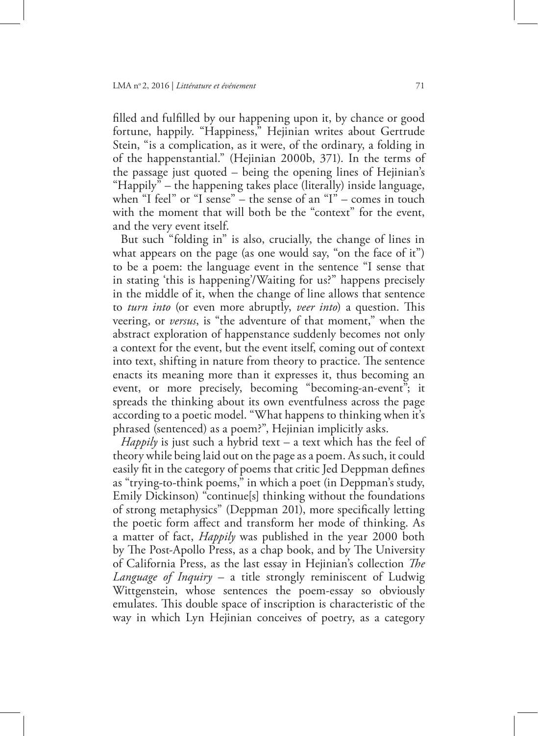filled and fulfilled by our happening upon it, by chance or good fortune, happily. "Happiness," Hejinian writes about Gertrude Stein, "is a complication, as it were, of the ordinary, a folding in of the happenstantial." (Hejinian 2000b, 371). In the terms of the passage just quoted – being the opening lines of Hejinian's "Happily" – the happening takes place (literally) inside language, when "I feel" or "I sense" – the sense of an "I" – comes in touch with the moment that will both be the "context" for the event, and the very event itself.

But such "folding in" is also, crucially, the change of lines in what appears on the page (as one would say, "on the face of it") to be a poem: the language event in the sentence "I sense that in stating 'this is happening'/Waiting for us?" happens precisely in the middle of it, when the change of line allows that sentence to *turn into* (or even more abruptly, *veer into*) a question. This veering, or *versus*, is "the adventure of that moment," when the abstract exploration of happenstance suddenly becomes not only a context for the event, but the event itself, coming out of context into text, shifting in nature from theory to practice. The sentence enacts its meaning more than it expresses it, thus becoming an event, or more precisely, becoming "becoming-an-event"; it spreads the thinking about its own eventfulness across the page according to a poetic model. "What happens to thinking when it's phrased (sentenced) as a poem?", Hejinian implicitly asks.

*Happily* is just such a hybrid text – a text which has the feel of theory while being laid out on the page as a poem. As such, it could easily fit in the category of poems that critic Jed Deppman defines as "trying-to-think poems," in which a poet (in Deppman's study, Emily Dickinson) "continue[s] thinking without the foundations of strong metaphysics" (Deppman 201), more specifically letting the poetic form affect and transform her mode of thinking. As a matter of fact, *Happily* was published in the year 2000 both by The Post-Apollo Press, as a chap book, and by The University of California Press, as the last essay in Hejinian's collection *The Language of Inquiry* – a title strongly reminiscent of Ludwig Wittgenstein, whose sentences the poem-essay so obviously emulates. This double space of inscription is characteristic of the way in which Lyn Hejinian conceives of poetry, as a category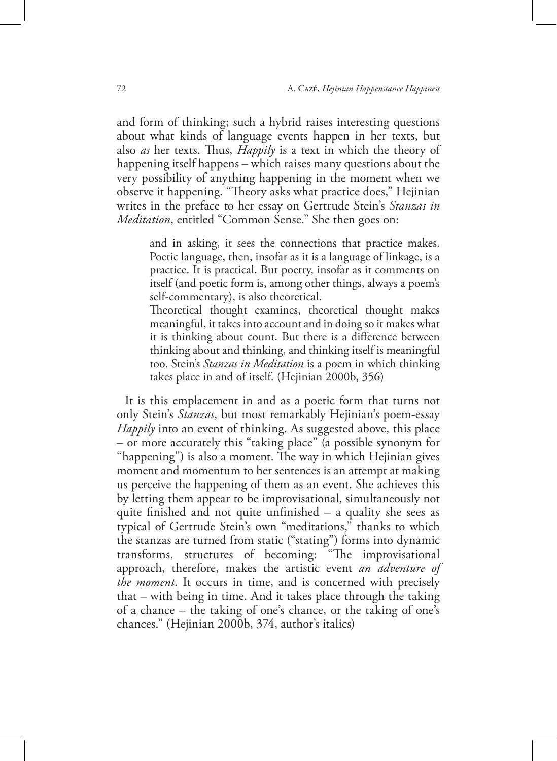and form of thinking; such a hybrid raises interesting questions about what kinds of language events happen in her texts, but also *as* her texts. Thus, *Happily* is a text in which the theory of happening itself happens – which raises many questions about the very possibility of anything happening in the moment when we observe it happening. "Theory asks what practice does," Hejinian writes in the preface to her essay on Gertrude Stein's *Stanzas in Meditation*, entitled "Common Sense." She then goes on:

> and in asking, it sees the connections that practice makes. Poetic language, then, insofar as it is a language of linkage, is a practice. It is practical. But poetry, insofar as it comments on itself (and poetic form is, among other things, always a poem's self-commentary), is also theoretical.
>
> Theoretical thought examines, theoretical thought makes meaningful, it takes into account and in doing so it makes what it is thinking about count. But there is a difference between thinking about and thinking, and thinking itself is meaningful too. Stein's *Stanzas in Meditation* is a poem in which thinking takes place in and of itself. (Hejinian 2000b, 356)

It is this emplacement in and as a poetic form that turns not only Stein's *Stanzas*, but most remarkably Hejinian's poem-essay *Happily* into an event of thinking. As suggested above, this place – or more accurately this "taking place" (a possible synonym for "happening") is also a moment. The way in which Hejinian gives moment and momentum to her sentences is an attempt at making us perceive the happening of them as an event. She achieves this by letting them appear to be improvisational, simultaneously not quite finished and not quite unfinished – a quality she sees as typical of Gertrude Stein's own "meditations," thanks to which the stanzas are turned from static ("stating") forms into dynamic transforms, structures of becoming: "The improvisational approach, therefore, makes the artistic event *an adventure of the moment*. It occurs in time, and is concerned with precisely that – with being in time. And it takes place through the taking of a chance – the taking of one's chance, or the taking of one's chances." (Hejinian 2000b, 374, author's italics)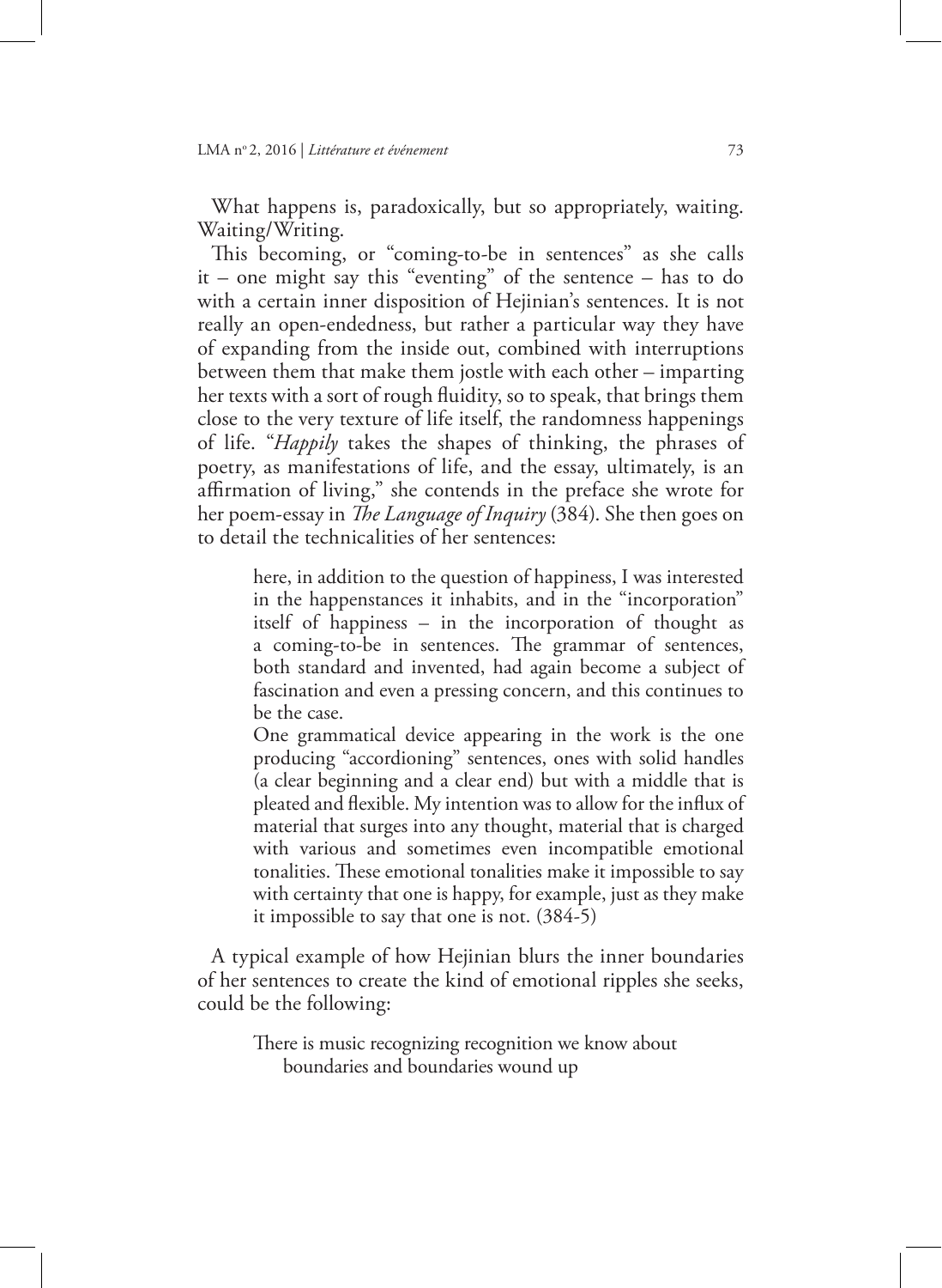What happens is, paradoxically, but so appropriately, waiting. Waiting/Writing.

This becoming, or "coming-to-be in sentences" as she calls it – one might say this "eventing" of the sentence – has to do with a certain inner disposition of Hejinian's sentences. It is not really an open-endedness, but rather a particular way they have of expanding from the inside out, combined with interruptions between them that make them jostle with each other – imparting her texts with a sort of rough fluidity, so to speak, that brings them close to the very texture of life itself, the randomness happenings of life. "*Happily* takes the shapes of thinking, the phrases of poetry, as manifestations of life, and the essay, ultimately, is an affirmation of living," she contends in the preface she wrote for her poem-essay in *The Language of Inquiry* (384). She then goes on to detail the technicalities of her sentences:

> here, in addition to the question of happiness, I was interested in the happenstances it inhabits, and in the "incorporation" itself of happiness – in the incorporation of thought as a coming-to-be in sentences. The grammar of sentences, both standard and invented, had again become a subject of fascination and even a pressing concern, and this continues to be the case.
>
> One grammatical device appearing in the work is the one producing "accordioning" sentences, ones with solid handles (a clear beginning and a clear end) but with a middle that is pleated and flexible. My intention was to allow for the influx of material that surges into any thought, material that is charged with various and sometimes even incompatible emotional tonalities. These emotional tonalities make it impossible to say with certainty that one is happy, for example, just as they make it impossible to say that one is not. (384-5)

A typical example of how Hejinian blurs the inner boundaries of her sentences to create the kind of emotional ripples she seeks, could be the following:

> There is music recognizing recognition we know about
> boundaries and boundaries wound up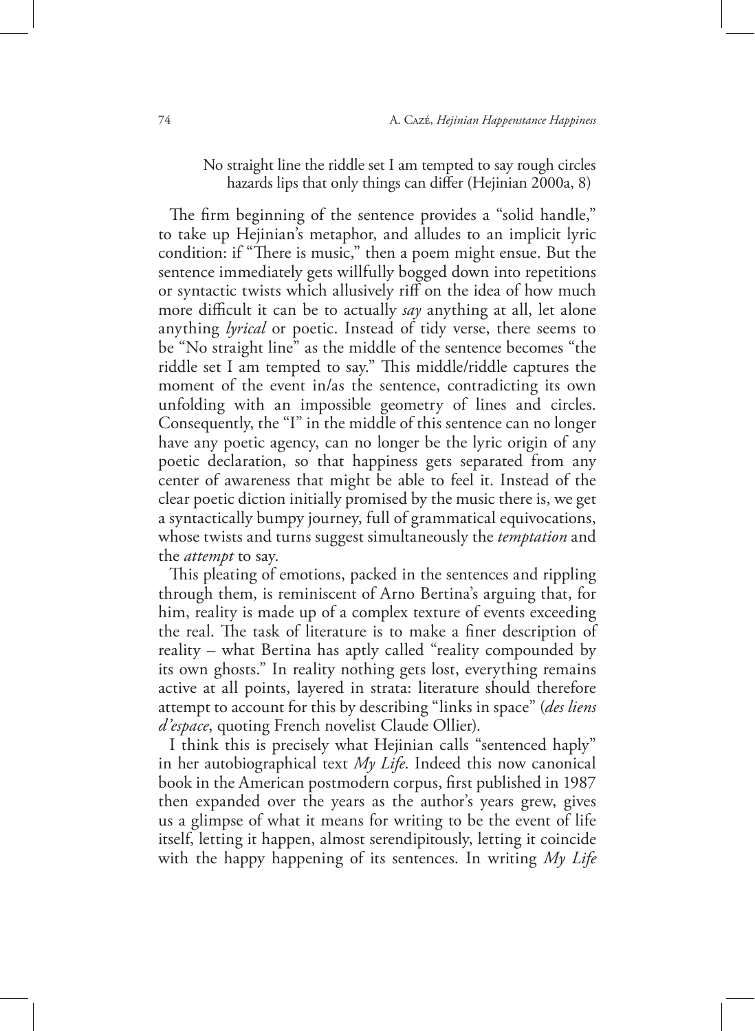> No straight line the riddle set I am tempted to say rough circles hazards lips that only things can differ (Hejinian 2000a, 8)

The firm beginning of the sentence provides a "solid handle," to take up Hejinian's metaphor, and alludes to an implicit lyric condition: if "There is music," then a poem might ensue. But the sentence immediately gets willfully bogged down into repetitions or syntactic twists which allusively riff on the idea of how much more difficult it can be to actually *say* anything at all, let alone anything *lyrical* or poetic. Instead of tidy verse, there seems to be "No straight line" as the middle of the sentence becomes "the riddle set I am tempted to say." This middle/riddle captures the moment of the event in/as the sentence, contradicting its own unfolding with an impossible geometry of lines and circles. Consequently, the "I" in the middle of this sentence can no longer have any poetic agency, can no longer be the lyric origin of any poetic declaration, so that happiness gets separated from any center of awareness that might be able to feel it. Instead of the clear poetic diction initially promised by the music there is, we get a syntactically bumpy journey, full of grammatical equivocations, whose twists and turns suggest simultaneously the *temptation* and the *attempt* to say.

This pleating of emotions, packed in the sentences and rippling through them, is reminiscent of Arno Bertina's arguing that, for him, reality is made up of a complex texture of events exceeding the real. The task of literature is to make a finer description of reality – what Bertina has aptly called "reality compounded by its own ghosts." In reality nothing gets lost, everything remains active at all points, layered in strata: literature should therefore attempt to account for this by describing "links in space" (*des liens d'espace*, quoting French novelist Claude Ollier).

I think this is precisely what Hejinian calls "sentenced haply" in her autobiographical text *My Life*. Indeed this now canonical book in the American postmodern corpus, first published in 1987 then expanded over the years as the author's years grew, gives us a glimpse of what it means for writing to be the event of life itself, letting it happen, almost serendipitously, letting it coincide with the happy happening of its sentences. In writing *My Life*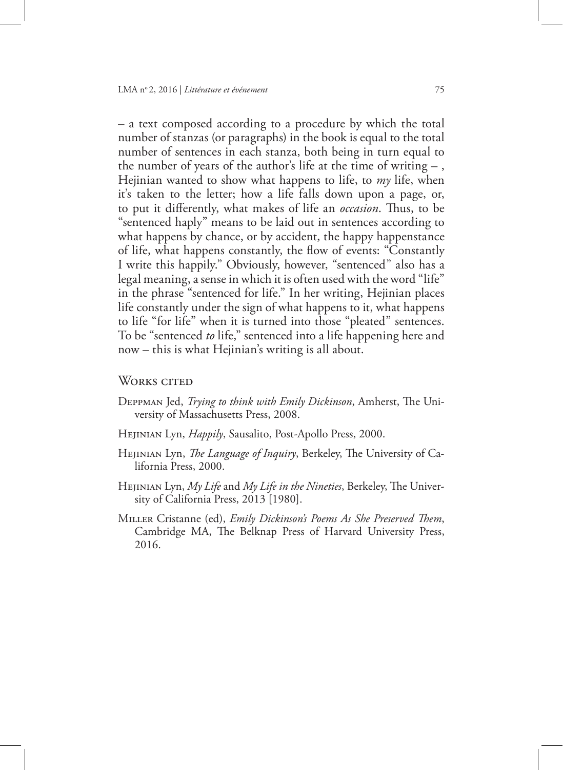– a text composed according to a procedure by which the total number of stanzas (or paragraphs) in the book is equal to the total number of sentences in each stanza, both being in turn equal to the number of years of the author's life at the time of writing – , Hejinian wanted to show what happens to life, to *my* life, when it's taken to the letter; how a life falls down upon a page, or, to put it differently, what makes of life an *occasion*. Thus, to be "sentenced haply" means to be laid out in sentences according to what happens by chance, or by accident, the happy happenstance of life, what happens constantly, the flow of events: "Constantly I write this happily." Obviously, however, "sentenced" also has a legal meaning, a sense in which it is often used with the word "life" in the phrase "sentenced for life." In her writing, Hejinian places life constantly under the sign of what happens to it, what happens to life "for life" when it is turned into those "pleated" sentences. To be "sentenced *to* life," sentenced into a life happening here and now – this is what Hejinian's writing is all about.

## Works cited

- Deppman Jed, *Trying to think with Emily Dickinson*, Amherst, The University of Massachusetts Press, 2008.
- Hejinian Lyn, *Happily*, Sausalito, Post-Apollo Press, 2000.
- Hejinian Lyn, *The Language of Inquiry*, Berkeley, The University of California Press, 2000.
- Hejinian Lyn, *My Life* and *My Life in the Nineties*, Berkeley, The University of California Press, 2013 [1980].
- Miller Cristanne (ed), *Emily Dickinson's Poems As She Preserved Them*, Cambridge MA, The Belknap Press of Harvard University Press, 2016.